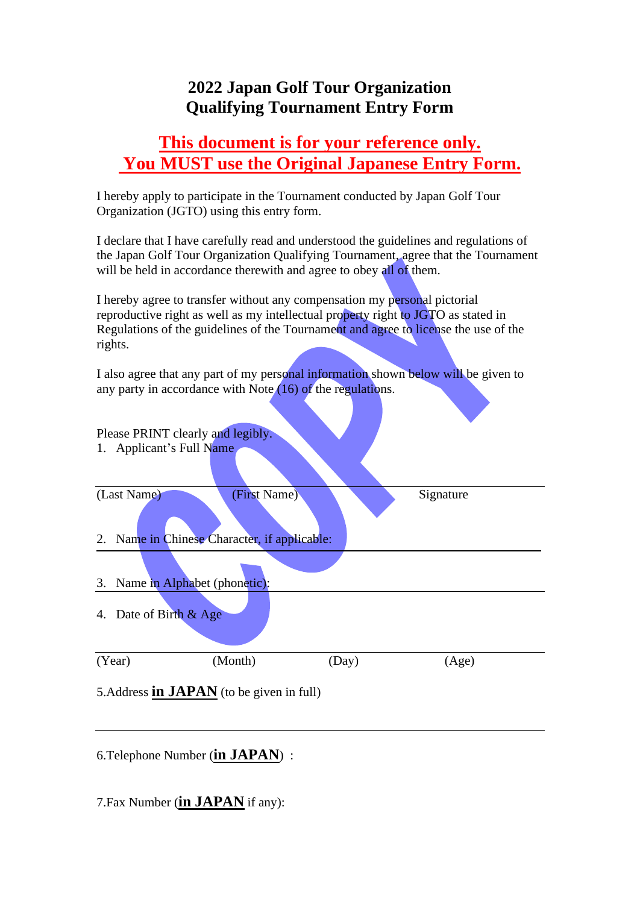# 2022 Japan Golf Tour Organization Qualifying Tournament Entry Form

## This document is for your reference only. You MUST use the Original Japanese Entry Form.

I hereby apply to participate in the Tournament conducted by Japan Golf Tour Organization (JGTO) using this entry form.

I declare that I have carefully read and understood the guidelines and regulations of the Japan Golf Tour Organization Qualifying Tournament, agree that the Tournament will be held in accordance therewith and agree to obey all of them.

I hereby agree to transfer without any compensation my personal pictorial reproductive right as well as my intellectual property right to JGTO as stated in Regulations of the guidelines of the Tournament and agree to license the use of the rights.

I also agree that any part of my personal information shown below will be given to any party in accordance with Note (16) of the regulations.

Please PRINT clearly and legibly.

1. Applicant's Full Name

| (Last Name) | (First Name) | Signature |
|---|---|---|

2. Name in Chinese Character, if applicable:

3. Name in Alphabet (phonetic):

4. Date of Birth & Age

| (Year) | (Month) | (Day) | (Age) |
|---|---|---|---|

5.Address **in JAPAN** (to be given in full)

6.Telephone Number (**in JAPAN**) :

7.Fax Number (**in JAPAN** if any):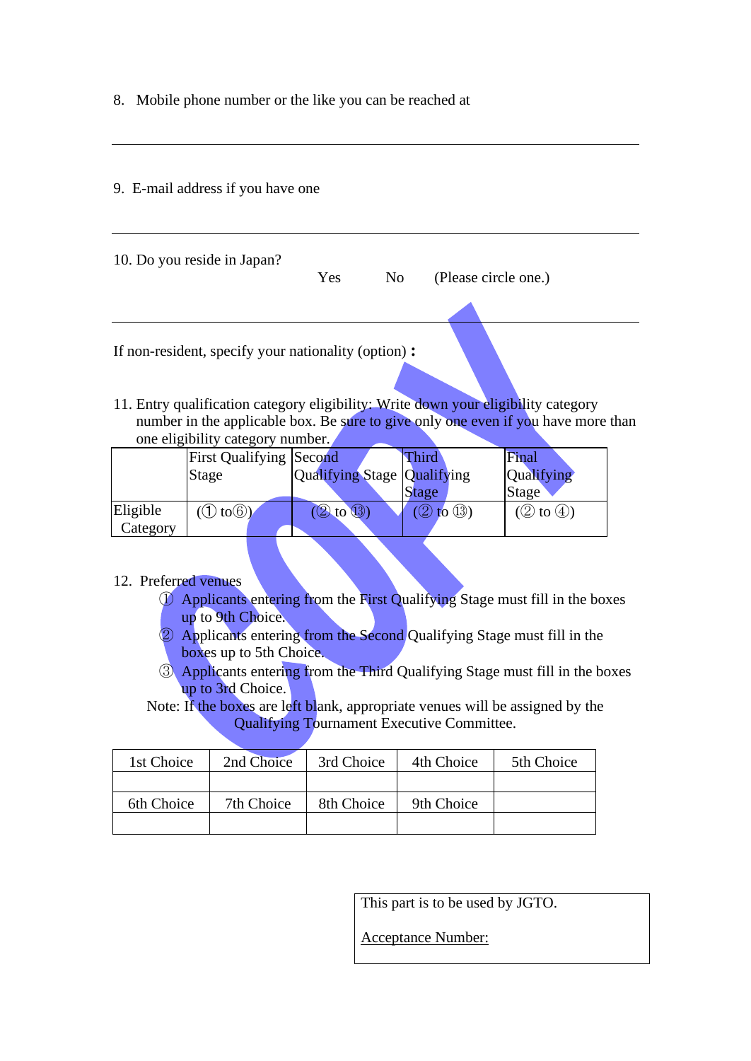8. Mobile phone number or the like you can be reached at

---

9. E-mail address if you have one

---

10. Do you reside in Japan?

Yes　　No　　(Please circle one.)

---

If non-resident, specify your nationality (option) **:**

11. Entry qualification category eligibility: Write down your eligibility category number in the applicable box. Be sure to give only one even if you have more than one eligibility category number.

| | First Qualifying Stage | Second Qualifying Stage | Third Qualifying Stage | Final Qualifying Stage |
|---|---|---|---|---|
| Eligible Category | (① to⑥) | (② to ⑬) | (② to ⑬) | (② to ④) |

12. Preferred venues

① Applicants entering from the First Qualifying Stage must fill in the boxes up to 9th Choice.

② Applicants entering from the Second Qualifying Stage must fill in the boxes up to 5th Choice.

③ Applicants entering from the Third Qualifying Stage must fill in the boxes up to 3rd Choice.

Note: If the boxes are left blank, appropriate venues will be assigned by the Qualifying Tournament Executive Committee.

| 1st Choice | 2nd Choice | 3rd Choice | 4th Choice | 5th Choice |
|---|---|---|---|---|
| | | | | |
| 6th Choice | 7th Choice | 8th Choice | 9th Choice | |
| | | | | |

This part is to be used by JGTO.

Acceptance Number:

COPY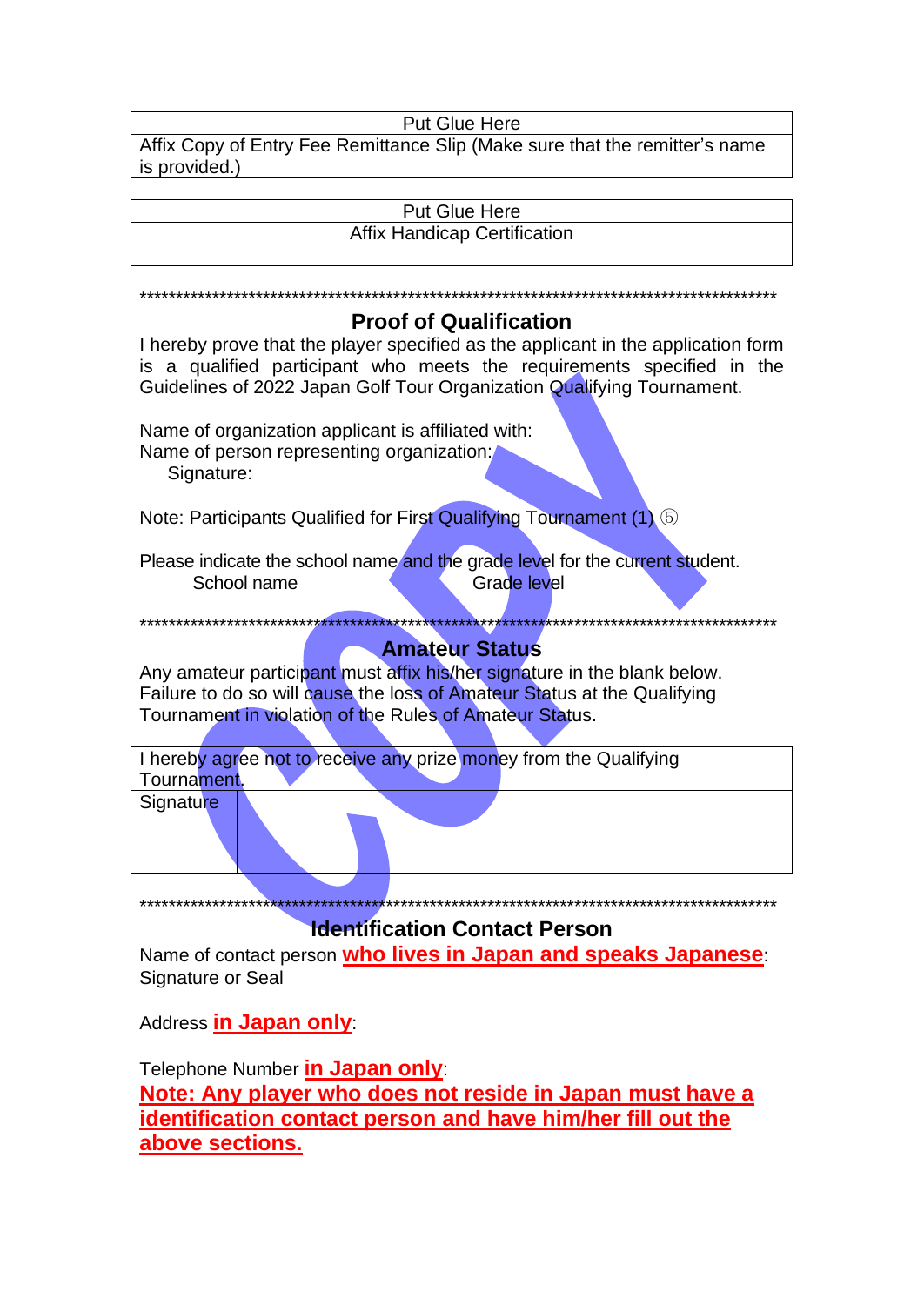| Put Glue Here |
| --- |
| Affix Copy of Entry Fee Remittance Slip (Make sure that the remitter's name is provided.) |

| Put Glue Here |
| --- |
| Affix Handicap Certification |

*******************************************************************************************

## Proof of Qualification

I hereby prove that the player specified as the applicant in the application form is a qualified participant who meets the requirements specified in the Guidelines of 2022 Japan Golf Tour Organization Qualifying Tournament.

Name of organization applicant is affiliated with:
Name of person representing organization:
Signature:

Note: Participants Qualified for First Qualifying Tournament (1) ⑤

Please indicate the school name and the grade level for the current student.
School name Grade level

*******************************************************************************************

## Amateur Status

Any amateur participant must affix his/her signature in the blank below.
Failure to do so will cause the loss of Amateur Status at the Qualifying Tournament in violation of the Rules of Amateur Status.

| I hereby agree not to receive any prize money from the Qualifying Tournament. | |
| --- | --- |
| Signature | |

*******************************************************************************************

## Identification Contact Person

Name of contact person **who lives in Japan and speaks Japanese**:
Signature or Seal

Address **in Japan only**:

Telephone Number **in Japan only**:

**Note: Any player who does not reside in Japan must have a identification contact person and have him/her fill out the above sections.**